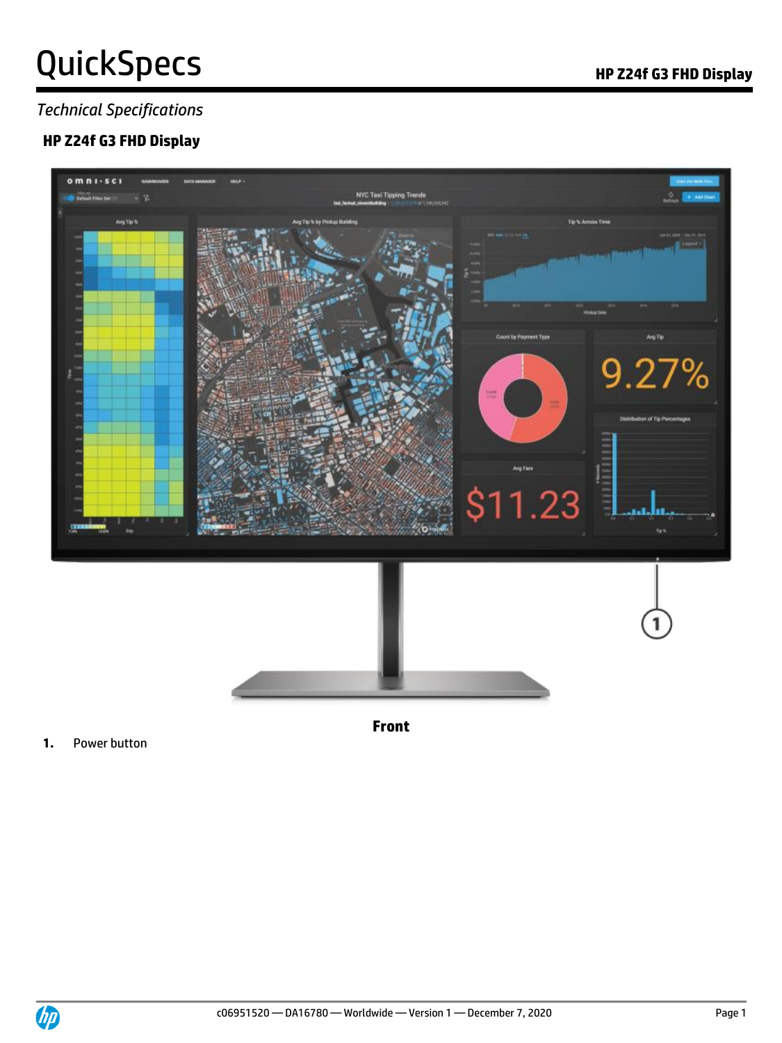# QuickSpecs

*Technical Specifications*

## HP Z24f G3 FHD Display

**Front**

1. Power button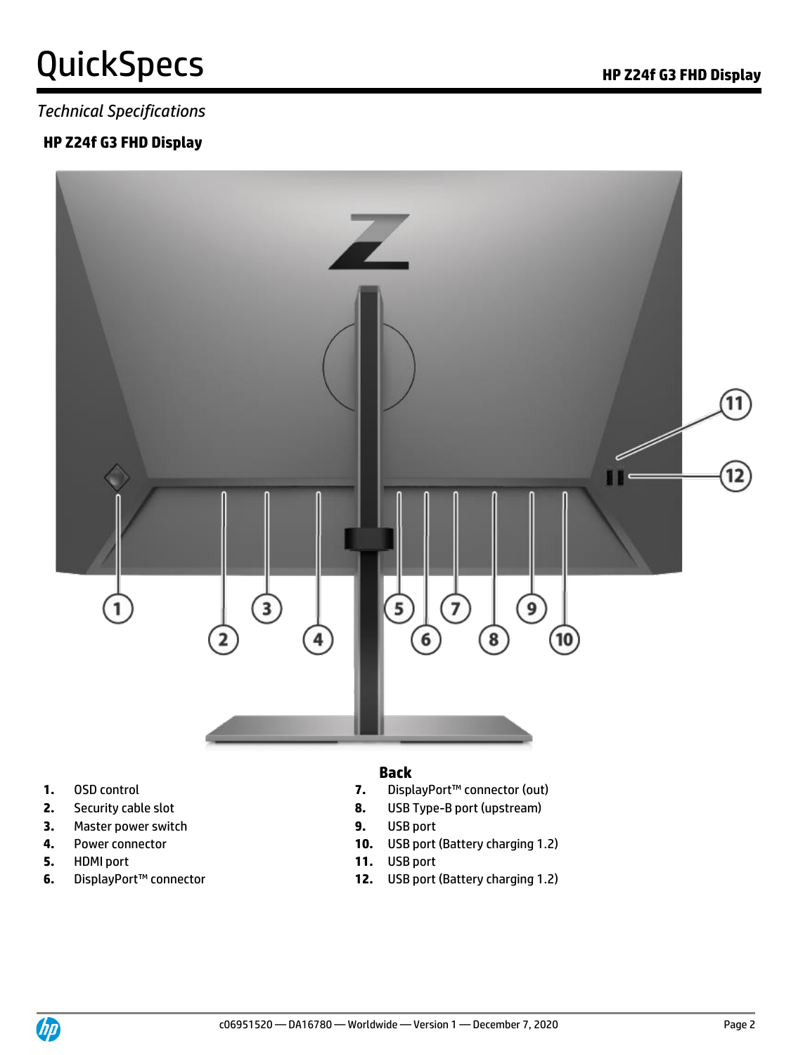*Technical Specifications*

### HP Z24f G3 FHD Display

**Back**

1. OSD control
2. Security cable slot
3. Master power switch
4. Power connector
5. HDMI port
6. DisplayPort™ connector
7. DisplayPort™ connector (out)
8. USB Type-B port (upstream)
9. USB port
10. USB port (Battery charging 1.2)
11. USB port
12. USB port (Battery charging 1.2)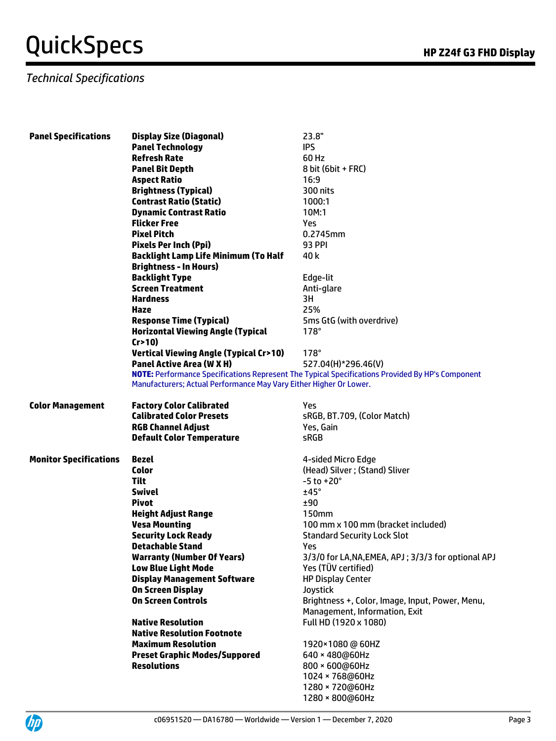## Technical Specifications

| | | |
|---|---|---|
| **Panel Specifications** | **Display Size (Diagonal)** | 23.8" |
| | **Panel Technology** | IPS |
| | **Refresh Rate** | 60 Hz |
| | **Panel Bit Depth** | 8 bit (6bit + FRC) |
| | **Aspect Ratio** | 16:9 |
| | **Brightness (Typical)** | 300 nits |
| | **Contrast Ratio (Static)** | 1000:1 |
| | **Dynamic Contrast Ratio** | 10M:1 |
| | **Flicker Free** | Yes |
| | **Pixel Pitch** | 0.2745mm |
| | **Pixels Per Inch (Ppi)** | 93 PPI |
| | **Backlight Lamp Life Minimum (To Half Brightness - In Hours)** | 40 k |
| | **Backlight Type** | Edge-lit |
| | **Screen Treatment** | Anti-glare |
| | **Hardness** | 3H |
| | **Haze** | 25% |
| | **Response Time (Typical)** | 5ms GtG (with overdrive) |
| | **Horizontal Viewing Angle (Typical Cr>10)** | 178° |
| | **Vertical Viewing Angle (Typical Cr>10)** | 178° |
| | **Panel Active Area (W X H)** | 527.04(H)*296.46(V) |

**NOTE:** Performance Specifications Represent The Typical Specifications Provided By HP's Component Manufacturers; Actual Performance May Vary Either Higher Or Lower.

| | | |
|---|---|---|
| **Color Management** | **Factory Color Calibrated** | Yes |
| | **Calibrated Color Presets** | sRGB, BT.709, (Color Match) |
| | **RGB Channel Adjust** | Yes, Gain |
| | **Default Color Temperature** | sRGB |
| **Monitor Specifications** | **Bezel** | 4-sided Micro Edge |
| | **Color** | (Head) Silver ; (Stand) Sliver |
| | **Tilt** | -5 to +20° |
| | **Swivel** | ±45° |
| | **Pivot** | ±90 |
| | **Height Adjust Range** | 150mm |
| | **Vesa Mounting** | 100 mm x 100 mm (bracket included) |
| | **Security Lock Ready** | Standard Security Lock Slot |
| | **Detachable Stand** | Yes |
| | **Warranty (Number Of Years)** | 3/3/0 for LA,NA,EMEA, APJ ; 3/3/3 for optional APJ |
| | **Low Blue Light Mode** | Yes (TÜV certified) |
| | **Display Management Software** | HP Display Center |
| | **On Screen Display** | Joystick |
| | **On Screen Controls** | Brightness +, Color, Image, Input, Power, Menu, Management, Information, Exit |
| | **Native Resolution** | Full HD (1920 x 1080) |
| | **Native Resolution Footnote** | |
| | **Maximum Resolution** | 1920×1080 @ 60HZ |
| | **Preset Graphic Modes/Suppored Resolutions** | 640 × 480@60Hz<br>800 × 600@60Hz<br>1024 × 768@60Hz<br>1280 × 720@60Hz<br>1280 × 800@60Hz |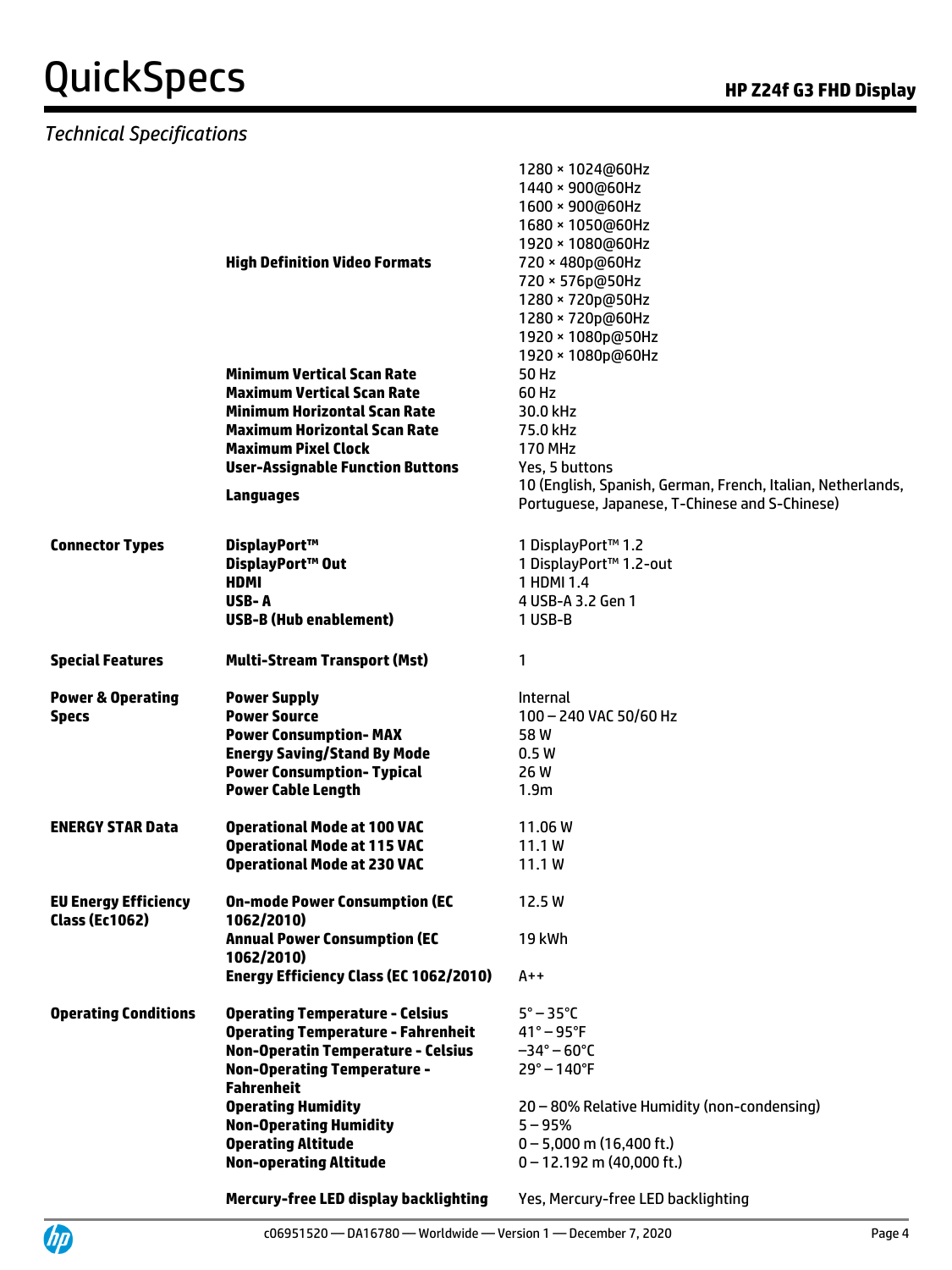*Technical Specifications*

| | | |
|---|---|---|
| | **High Definition Video Formats** | 1280 × 1024@60Hz<br>1440 × 900@60Hz<br>1600 × 900@60Hz<br>1680 × 1050@60Hz<br>1920 × 1080@60Hz<br>720 × 480p@60Hz<br>720 × 576p@50Hz<br>1280 × 720p@50Hz<br>1280 × 720p@60Hz<br>1920 × 1080p@50Hz<br>1920 × 1080p@60Hz |
| | **Minimum Vertical Scan Rate** | 50 Hz |
| | **Maximum Vertical Scan Rate** | 60 Hz |
| | **Minimum Horizontal Scan Rate** | 30.0 kHz |
| | **Maximum Horizontal Scan Rate** | 75.0 kHz |
| | **Maximum Pixel Clock** | 170 MHz |
| | **User-Assignable Function Buttons** | Yes, 5 buttons |
| | **Languages** | 10 (English, Spanish, German, French, Italian, Netherlands, Portuguese, Japanese, T-Chinese and S-Chinese) |
| **Connector Types** | **DisplayPort™** | 1 DisplayPort™ 1.2 |
| | **DisplayPort™ Out** | 1 DisplayPort™ 1.2-out |
| | **HDMI** | 1 HDMI 1.4 |
| | **USB- A** | 4 USB-A 3.2 Gen 1 |
| | **USB-B (Hub enablement)** | 1 USB-B |
| **Special Features** | **Multi-Stream Transport (Mst)** | 1 |
| **Power & Operating Specs** | **Power Supply** | Internal |
| | **Power Source** | 100 – 240 VAC 50/60 Hz |
| | **Power Consumption- MAX** | 58 W |
| | **Energy Saving/Stand By Mode** | 0.5 W |
| | **Power Consumption- Typical** | 26 W |
| | **Power Cable Length** | 1.9m |
| **ENERGY STAR Data** | **Operational Mode at 100 VAC** | 11.06 W |
| | **Operational Mode at 115 VAC** | 11.1 W |
| | **Operational Mode at 230 VAC** | 11.1 W |
| **EU Energy Efficiency Class (Ec1062)** | **On-mode Power Consumption (EC 1062/2010)** | 12.5 W |
| | **Annual Power Consumption (EC 1062/2010)** | 19 kWh |
| | **Energy Efficiency Class (EC 1062/2010)** | A++ |
| **Operating Conditions** | **Operating Temperature - Celsius** | 5° – 35°C |
| | **Operating Temperature - Fahrenheit** | 41° – 95°F |
| | **Non-Operatin Temperature - Celsius** | –34° – 60°C |
| | **Non-Operating Temperature - Fahrenheit** | 29° – 140°F |
| | **Operating Humidity** | 20 – 80% Relative Humidity (non-condensing) |
| | **Non-Operating Humidity** | 5 – 95% |
| | **Operating Altitude** | 0 – 5,000 m (16,400 ft.) |
| | **Non-operating Altitude** | 0 – 12.192 m (40,000 ft.) |
| | **Mercury-free LED display backlighting** | Yes, Mercury-free LED backlighting |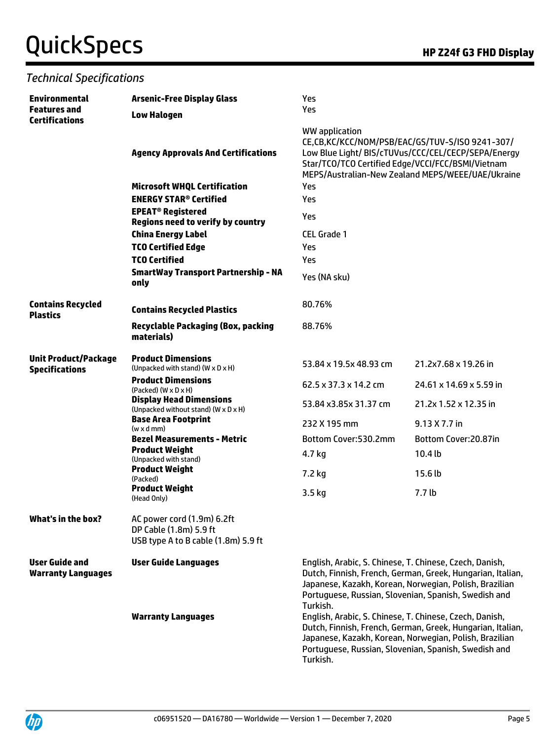## Technical Specifications

| | | | |
|---|---|---|---|
| **Environmental Features and Certifications** | **Arsenic-Free Display Glass** | Yes | |
| | **Low Halogen** | Yes | |
| | **Agency Approvals And Certifications** | WW application CE,CB,KC/KCC/NOM/PSB/EAC/GS/TUV-S/ISO 9241-307/ Low Blue Light/ BIS/cTUVus/CCC/CEL/CECP/SEPA/Energy Star/TCO/TCO Certified Edge/VCCI/FCC/BSMI/Vietnam MEPS/Australian-New Zealand MEPS/WEEE/UAE/Ukraine | |
| | **Microsoft WHQL Certification** | Yes | |
| | **ENERGY STAR® Certified** | Yes | |
| | **EPEAT® Registered Regions need to verify by country** | Yes | |
| | **China Energy Label** | CEL Grade 1 | |
| | **TCO Certified Edge** | Yes | |
| | **TCO Certified** | Yes | |
| | **SmartWay Transport Partnership - NA only** | Yes (NA sku) | |
| **Contains Recycled Plastics** | **Contains Recycled Plastics** | 80.76% | |
| | **Recyclable Packaging (Box, packing materials)** | 88.76% | |
| **Unit Product/Package Specifications** | **Product Dimensions** (Unpacked with stand) (W x D x H) | 53.84 x 19.5x 48.93 cm | 21.2x7.68 x 19.26 in |
| | **Product Dimensions** (Packed) (W x D x H) | 62.5 x 37.3 x 14.2 cm | 24.61 x 14.69 x 5.59 in |
| | **Display Head Dimensions** (Unpacked without stand) (W x D x H) | 53.84 x3.85x 31.37 cm | 21.2x 1.52 x 12.35 in |
| | **Base Area Footprint** (w x d mm) | 232 X 195 mm | 9.13 X 7.7 in |
| | **Bezel Measurements - Metric** | Bottom Cover:530.2mm | Bottom Cover:20.87in |
| | **Product Weight** (Unpacked with stand) | 4.7 kg | 10.4 lb |
| | **Product Weight** (Packed) | 7.2 kg | 15.6 lb |
| | **Product Weight** (Head Only) | 3.5 kg | 7.7 lb |
| **What's in the box?** | AC power cord (1.9m) 6.2ft<br>DP Cable (1.8m) 5.9 ft<br>USB type A to B cable (1.8m) 5.9 ft | | |
| **User Guide and Warranty Languages** | **User Guide Languages** | English, Arabic, S. Chinese, T. Chinese, Czech, Danish, Dutch, Finnish, French, German, Greek, Hungarian, Italian, Japanese, Kazakh, Korean, Norwegian, Polish, Brazilian Portuguese, Russian, Slovenian, Spanish, Swedish and Turkish. | |
| | **Warranty Languages** | English, Arabic, S. Chinese, T. Chinese, Czech, Danish, Dutch, Finnish, French, German, Greek, Hungarian, Italian, Japanese, Kazakh, Korean, Norwegian, Polish, Brazilian Portuguese, Russian, Slovenian, Spanish, Swedish and Turkish. | |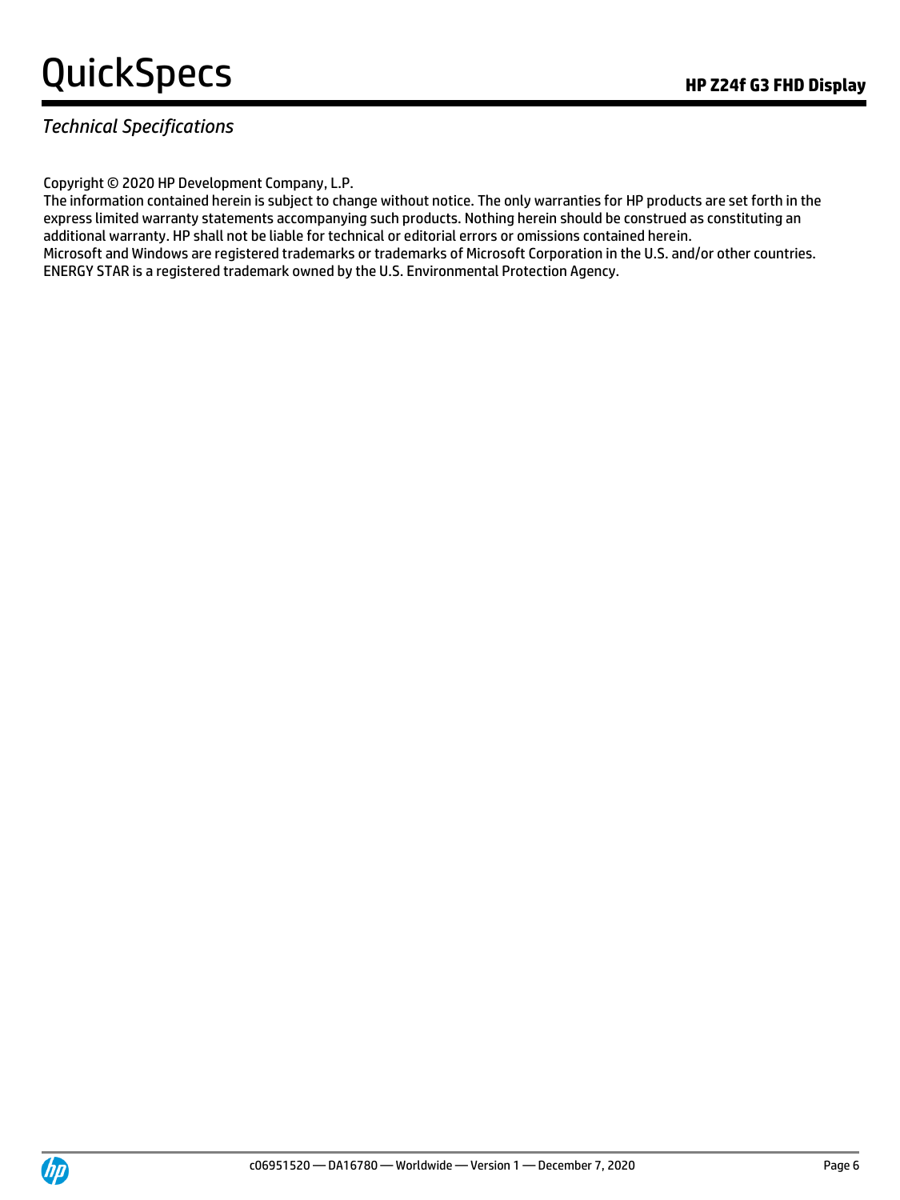*Technical Specifications*

Copyright © 2020 HP Development Company, L.P.

The information contained herein is subject to change without notice. The only warranties for HP products are set forth in the express limited warranty statements accompanying such products. Nothing herein should be construed as constituting an additional warranty. HP shall not be liable for technical or editorial errors or omissions contained herein.

Microsoft and Windows are registered trademarks or trademarks of Microsoft Corporation in the U.S. and/or other countries.

ENERGY STAR is a registered trademark owned by the U.S. Environmental Protection Agency.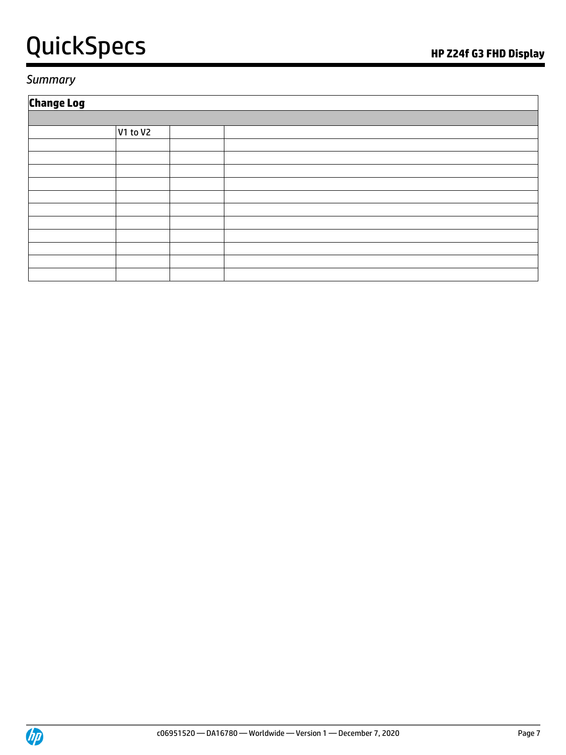*Summary*

**Change Log**

| | | | |
|---|---|---|---|
| | V1 to V2 | | |
| | | | |
| | | | |
| | | | |
| | | | |
| | | | |
| | | | |
| | | | |
| | | | |
| | | | |
| | | | |
| | | | |